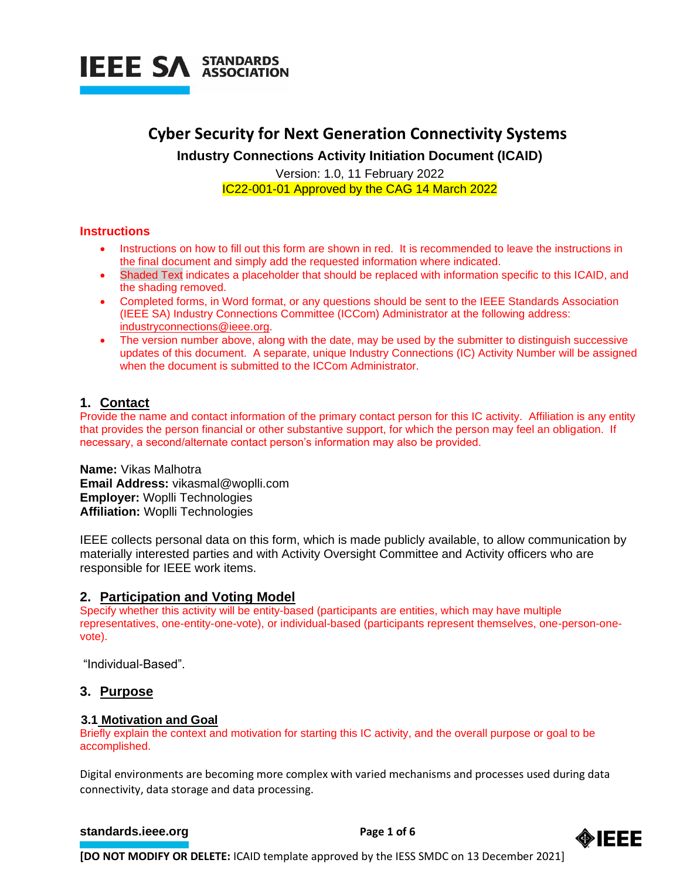IEEE SA STANDARDS ASSOCIATION

# Cyber Security for Next Generation Connectivity Systems

**Industry Connections Activity Initiation Document (ICAID)**

Version: 1.0, 11 February 2022

IC22-001-01 Approved by the CAG 14 March 2022

## Instructions

- Instructions on how to fill out this form are shown in red. It is recommended to leave the instructions in the final document and simply add the requested information where indicated.
- Shaded Text indicates a placeholder that should be replaced with information specific to this ICAID, and the shading removed.
- Completed forms, in Word format, or any questions should be sent to the IEEE Standards Association (IEEE SA) Industry Connections Committee (ICCom) Administrator at the following address: industryconnections@ieee.org.
- The version number above, along with the date, may be used by the submitter to distinguish successive updates of this document. A separate, unique Industry Connections (IC) Activity Number will be assigned when the document is submitted to the ICCom Administrator.

## 1. Contact

Provide the name and contact information of the primary contact person for this IC activity. Affiliation is any entity that provides the person financial or other substantive support, for which the person may feel an obligation. If necessary, a second/alternate contact person's information may also be provided.

**Name:** Vikas Malhotra
**Email Address:** vikasmal@woplli.com
**Employer:** Woplli Technologies
**Affiliation:** Woplli Technologies

IEEE collects personal data on this form, which is made publicly available, to allow communication by materially interested parties and with Activity Oversight Committee and Activity officers who are responsible for IEEE work items.

## 2. Participation and Voting Model

Specify whether this activity will be entity-based (participants are entities, which may have multiple representatives, one-entity-one-vote), or individual-based (participants represent themselves, one-person-one-vote).

"Individual-Based".

## 3. Purpose

### 3.1 Motivation and Goal

Briefly explain the context and motivation for starting this IC activity, and the overall purpose or goal to be accomplished.

Digital environments are becoming more complex with varied mechanisms and processes used during data connectivity, data storage and data processing.

**[DO NOT MODIFY OR DELETE:** ICAID template approved by the IESS SMDC on 13 December 2021]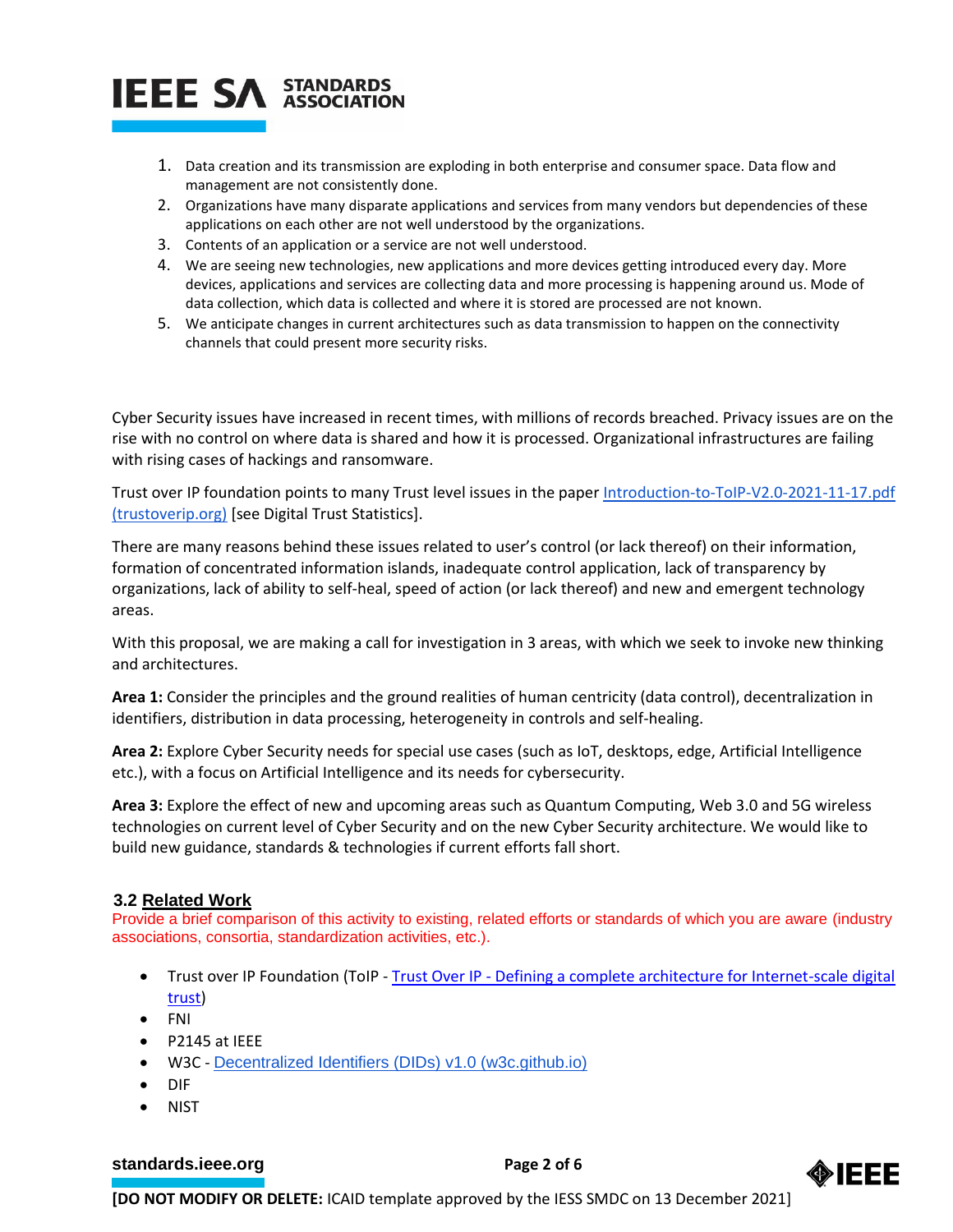1. Data creation and its transmission are exploding in both enterprise and consumer space. Data flow and management are not consistently done.
2. Organizations have many disparate applications and services from many vendors but dependencies of these applications on each other are not well understood by the organizations.
3. Contents of an application or a service are not well understood.
4. We are seeing new technologies, new applications and more devices getting introduced every day. More devices, applications and services are collecting data and more processing is happening around us. Mode of data collection, which data is collected and where it is stored are processed are not known.
5. We anticipate changes in current architectures such as data transmission to happen on the connectivity channels that could present more security risks.

Cyber Security issues have increased in recent times, with millions of records breached. Privacy issues are on the rise with no control on where data is shared and how it is processed. Organizational infrastructures are failing with rising cases of hackings and ransomware.

Trust over IP foundation points to many Trust level issues in the paper [Introduction-to-ToIP-V2.0-2021-11-17.pdf (trustoverip.org)] [see Digital Trust Statistics].

There are many reasons behind these issues related to user's control (or lack thereof) on their information, formation of concentrated information islands, inadequate control application, lack of transparency by organizations, lack of ability to self-heal, speed of action (or lack thereof) and new and emergent technology areas.

With this proposal, we are making a call for investigation in 3 areas, with which we seek to invoke new thinking and architectures.

**Area 1:** Consider the principles and the ground realities of human centricity (data control), decentralization in identifiers, distribution in data processing, heterogeneity in controls and self-healing.

**Area 2:** Explore Cyber Security needs for special use cases (such as IoT, desktops, edge, Artificial Intelligence etc.), with a focus on Artificial Intelligence and its needs for cybersecurity.

**Area 3:** Explore the effect of new and upcoming areas such as Quantum Computing, Web 3.0 and 5G wireless technologies on current level of Cyber Security and on the new Cyber Security architecture. We would like to build new guidance, standards & technologies if current efforts fall short.

### 3.2 Related Work

Provide a brief comparison of this activity to existing, related efforts or standards of which you are aware (industry associations, consortia, standardization activities, etc.).

- Trust over IP Foundation (ToIP - Trust Over IP - Defining a complete architecture for Internet-scale digital trust)
- FNI
- P2145 at IEEE
- W3C - Decentralized Identifiers (DIDs) v1.0 (w3c.github.io)
- DIF
- NIST

**[DO NOT MODIFY OR DELETE:** ICAID template approved by the IESS SMDC on 13 December 2021]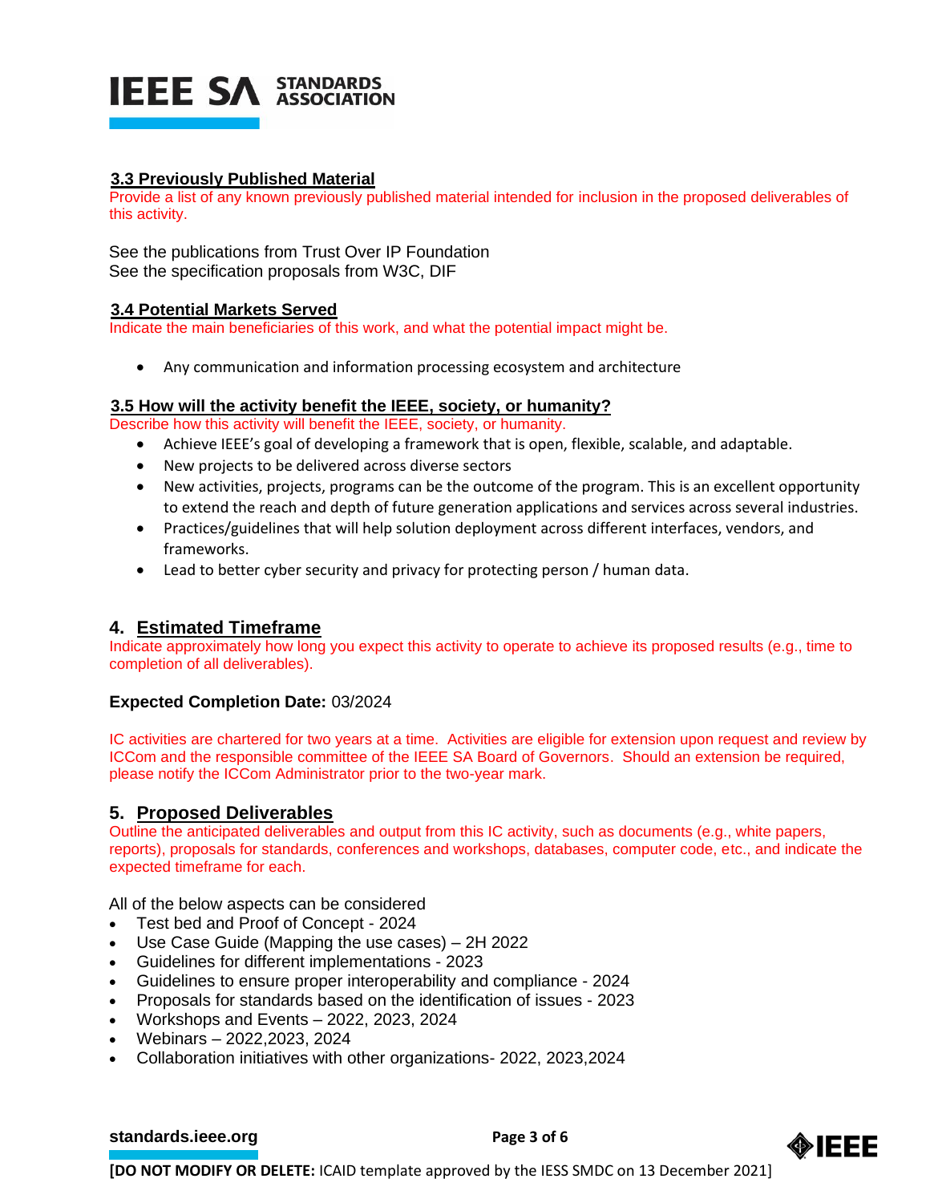### 3.3 Previously Published Material

Provide a list of any known previously published material intended for inclusion in the proposed deliverables of this activity.

See the publications from Trust Over IP Foundation
See the specification proposals from W3C, DIF

### 3.4 Potential Markets Served

Indicate the main beneficiaries of this work, and what the potential impact might be.

- Any communication and information processing ecosystem and architecture

### 3.5 How will the activity benefit the IEEE, society, or humanity?

Describe how this activity will benefit the IEEE, society, or humanity.

- Achieve IEEE's goal of developing a framework that is open, flexible, scalable, and adaptable.
- New projects to be delivered across diverse sectors
- New activities, projects, programs can be the outcome of the program. This is an excellent opportunity to extend the reach and depth of future generation applications and services across several industries.
- Practices/guidelines that will help solution deployment across different interfaces, vendors, and frameworks.
- Lead to better cyber security and privacy for protecting person / human data.

## 4. Estimated Timeframe

Indicate approximately how long you expect this activity to operate to achieve its proposed results (e.g., time to completion of all deliverables).

**Expected Completion Date:** 03/2024

IC activities are chartered for two years at a time. Activities are eligible for extension upon request and review by ICCom and the responsible committee of the IEEE SA Board of Governors. Should an extension be required, please notify the ICCom Administrator prior to the two-year mark.

## 5. Proposed Deliverables

Outline the anticipated deliverables and output from this IC activity, such as documents (e.g., white papers, reports), proposals for standards, conferences and workshops, databases, computer code, etc., and indicate the expected timeframe for each.

All of the below aspects can be considered

- Test bed and Proof of Concept - 2024
- Use Case Guide (Mapping the use cases) – 2H 2022
- Guidelines for different implementations - 2023
- Guidelines to ensure proper interoperability and compliance - 2024
- Proposals for standards based on the identification of issues - 2023
- Workshops and Events – 2022, 2023, 2024
- Webinars – 2022,2023, 2024
- Collaboration initiatives with other organizations- 2022, 2023,2024

**[DO NOT MODIFY OR DELETE:** ICAID template approved by the IESS SMDC on 13 December 2021]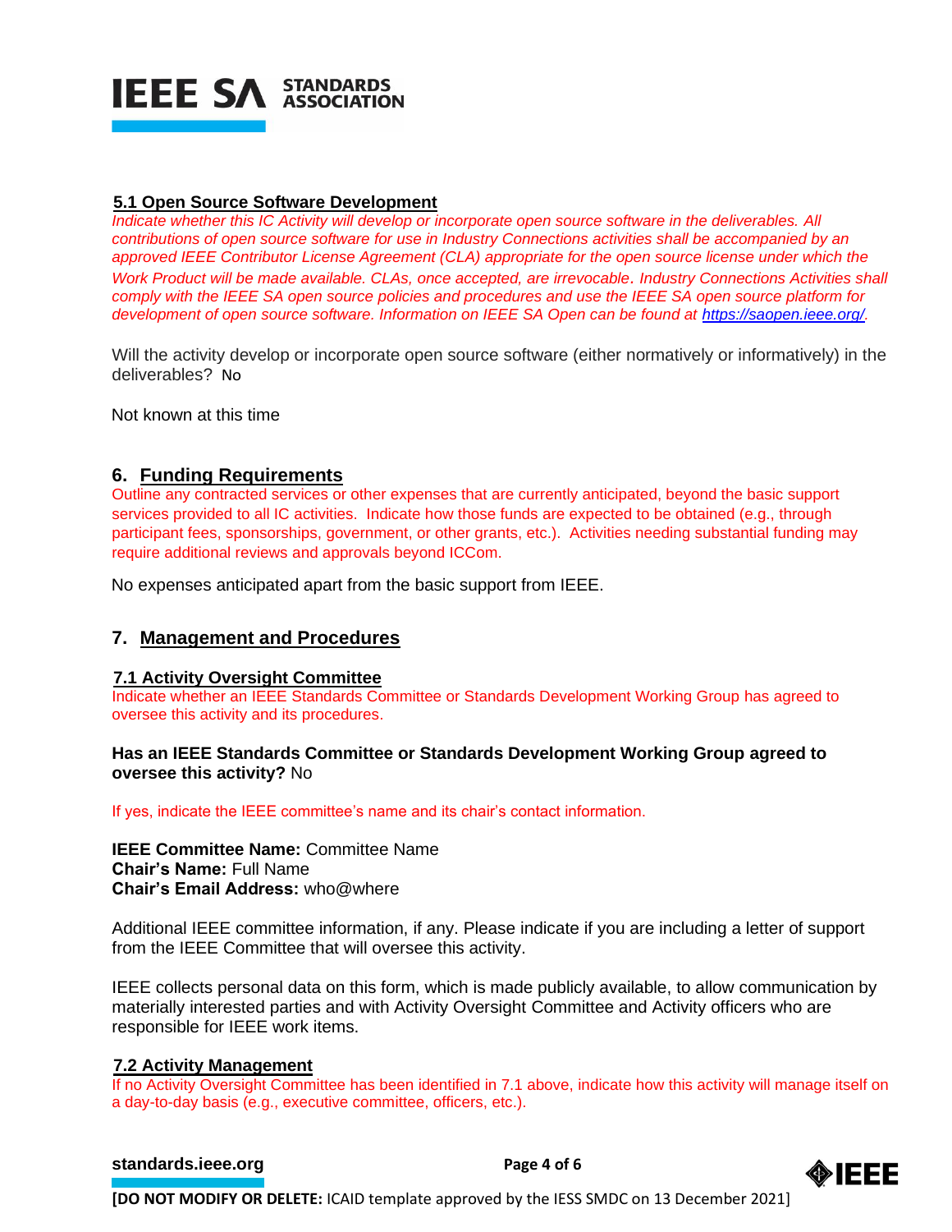### 5.1 Open Source Software Development

*Indicate whether this IC Activity will develop or incorporate open source software in the deliverables. All contributions of open source software for use in Industry Connections activities shall be accompanied by an approved IEEE Contributor License Agreement (CLA) appropriate for the open source license under which the Work Product will be made available. CLAs, once accepted, are irrevocable. Industry Connections Activities shall comply with the IEEE SA open source policies and procedures and use the IEEE SA open source platform for development of open source software. Information on IEEE SA Open can be found at https://saopen.ieee.org/.*

Will the activity develop or incorporate open source software (either normatively or informatively) in the deliverables? No

Not known at this time

## 6. Funding Requirements

Outline any contracted services or other expenses that are currently anticipated, beyond the basic support services provided to all IC activities. Indicate how those funds are expected to be obtained (e.g., through participant fees, sponsorships, government, or other grants, etc.). Activities needing substantial funding may require additional reviews and approvals beyond ICCom.

No expenses anticipated apart from the basic support from IEEE.

## 7. Management and Procedures

### 7.1 Activity Oversight Committee

Indicate whether an IEEE Standards Committee or Standards Development Working Group has agreed to oversee this activity and its procedures.

**Has an IEEE Standards Committee or Standards Development Working Group agreed to oversee this activity?** No

If yes, indicate the IEEE committee's name and its chair's contact information.

**IEEE Committee Name:** Committee Name
**Chair's Name:** Full Name
**Chair's Email Address:** who@where

Additional IEEE committee information, if any. Please indicate if you are including a letter of support from the IEEE Committee that will oversee this activity.

IEEE collects personal data on this form, which is made publicly available, to allow communication by materially interested parties and with Activity Oversight Committee and Activity officers who are responsible for IEEE work items.

### 7.2 Activity Management

If no Activity Oversight Committee has been identified in 7.1 above, indicate how this activity will manage itself on a day-to-day basis (e.g., executive committee, officers, etc.).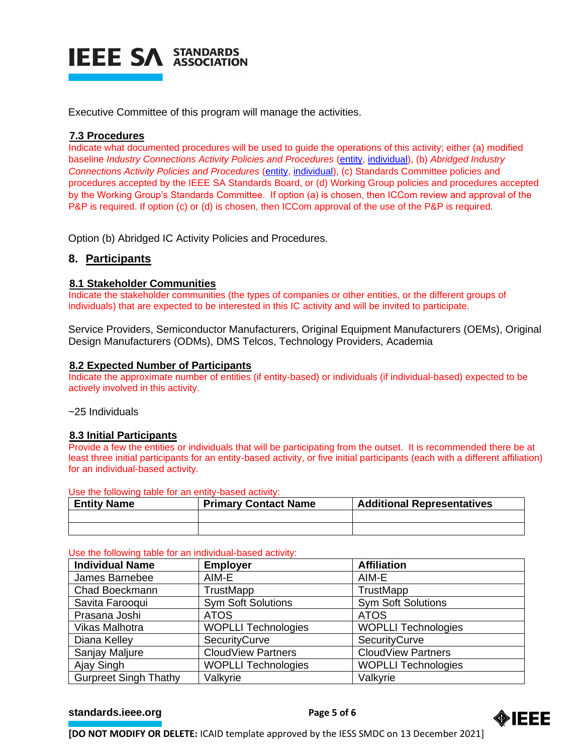Executive Committee of this program will manage the activities.

### 7.3 Procedures

Indicate what documented procedures will be used to guide the operations of this activity; either (a) modified baseline *Industry Connections Activity Policies and Procedures* (entity, individual), (b) *Abridged Industry Connections Activity Policies and Procedures* (entity, individual), (c) Standards Committee policies and procedures accepted by the IEEE SA Standards Board, or (d) Working Group policies and procedures accepted by the Working Group's Standards Committee. If option (a) is chosen, then ICCom review and approval of the P&P is required. If option (c) or (d) is chosen, then ICCom approval of the use of the P&P is required.

Option (b) Abridged IC Activity Policies and Procedures.

## 8. Participants

### 8.1 Stakeholder Communities

Indicate the stakeholder communities (the types of companies or other entities, or the different groups of individuals) that are expected to be interested in this IC activity and will be invited to participate.

Service Providers, Semiconductor Manufacturers, Original Equipment Manufacturers (OEMs), Original Design Manufacturers (ODMs), DMS Telcos, Technology Providers, Academia

### 8.2 Expected Number of Participants

Indicate the approximate number of entities (if entity-based) or individuals (if individual-based) expected to be actively involved in this activity.

~25 Individuals

### 8.3 Initial Participants

Provide a few the entities or individuals that will be participating from the outset. It is recommended there be at least three initial participants for an entity-based activity, or five initial participants (each with a different affiliation) for an individual-based activity.

Use the following table for an entity-based activity:

| Entity Name | Primary Contact Name | Additional Representatives |
|---|---|---|
| | | |
| | | |

Use the following table for an individual-based activity:

| Individual Name | Employer | Affiliation |
|---|---|---|
| James Barnebee | AIM-E | AIM-E |
| Chad Boeckmann | TrustMapp | TrustMapp |
| Savita Farooqui | Sym Soft Solutions | Sym Soft Solutions |
| Prasana Joshi | ATOS | ATOS |
| Vikas Malhotra | WOPLLI Technologies | WOPLLI Technologies |
| Diana Kelley | SecurityCurve | SecurityCurve |
| Sanjay Maljure | CloudView Partners | CloudView Partners |
| Ajay Singh | WOPLLI Technologies | WOPLLI Technologies |
| Gurpreet Singh Thathy | Valkyrie | Valkyrie |

**[DO NOT MODIFY OR DELETE:** ICAID template approved by the IESS SMDC on 13 December 2021]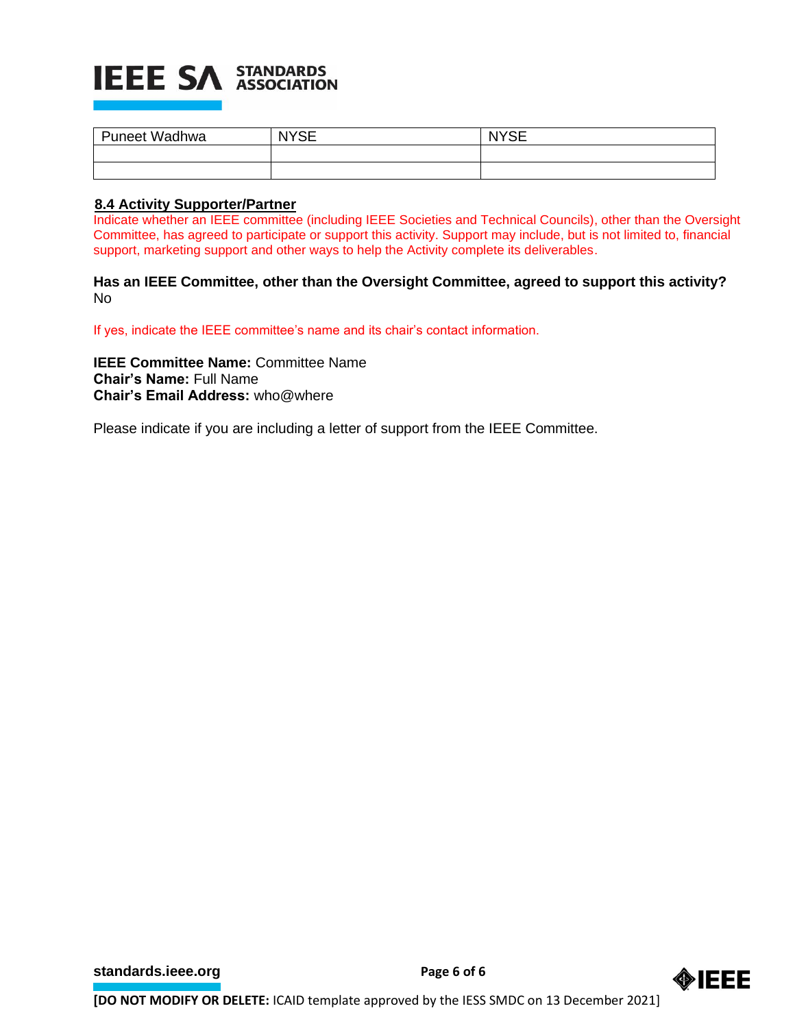| | | |
|---|---|---|
| Puneet Wadhwa | NYSE | NYSE |
| | | |
| | | |

### 8.4 Activity Supporter/Partner

Indicate whether an IEEE committee (including IEEE Societies and Technical Councils), other than the Oversight Committee, has agreed to participate or support this activity. Support may include, but is not limited to, financial support, marketing support and other ways to help the Activity complete its deliverables.

**Has an IEEE Committee, other than the Oversight Committee, agreed to support this activity?**
No

If yes, indicate the IEEE committee's name and its chair's contact information.

**IEEE Committee Name:** Committee Name
**Chair's Name:** Full Name
**Chair's Email Address:** who@where

Please indicate if you are including a letter of support from the IEEE Committee.

**[DO NOT MODIFY OR DELETE:** ICAID template approved by the IESS SMDC on 13 December 2021]